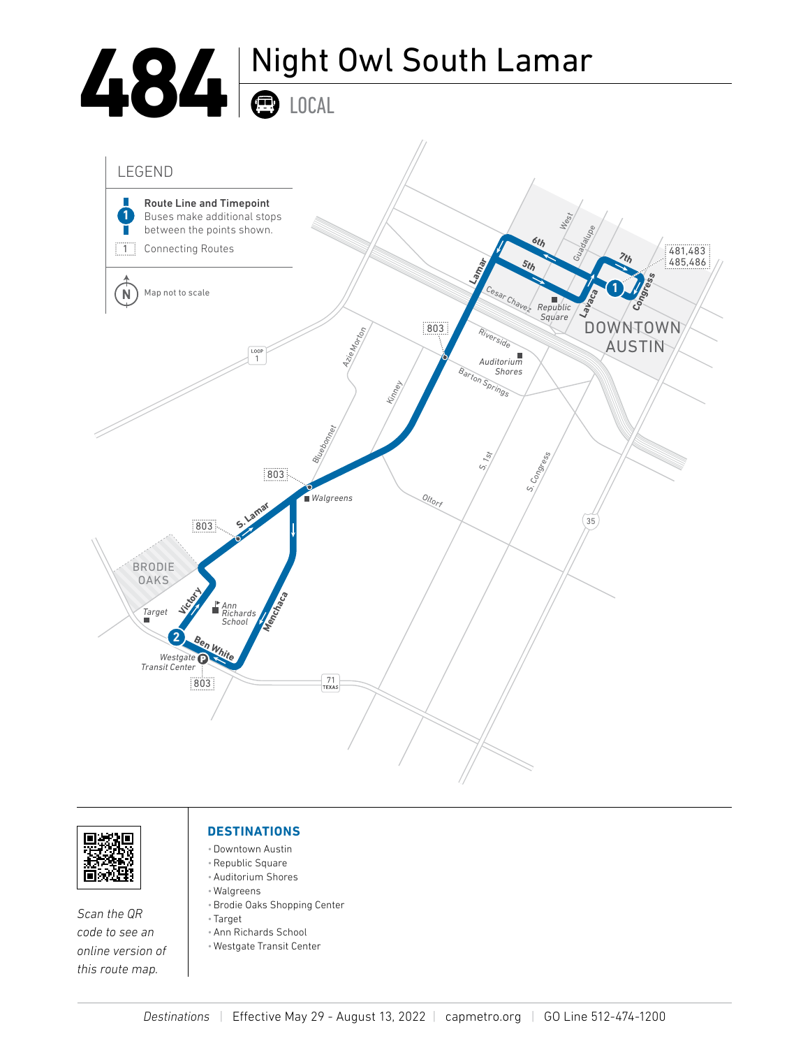# 484 Night Owl South Lamar

LOCAL

## LEGEND

**Route Line and Timepoint**
Buses make additional stops between the points shown.

1 Connecting Routes

Map not to scale

DOWNTOWN AUSTIN

481,483
485,486

803

LOOP 1

BRODIE OAKS

Westgate Transit Center

35

71 TEXAS

6th
5th
7th
West
Guadalupe
Lamar
Lavaca
Congress
Cesar Chavez
Republic Square
Riverside
Auditorium Shores
Barton Springs
Azie Morton
Kinney
Bluebonnet
S. 1st
S. Congress
Oltorf
Walgreens
S. Lamar
Victory
Menchaca
Ben White
Target
Ann Richards School

*Scan the QR code to see an online version of this route map.*

### DESTINATIONS

- Downtown Austin
- Republic Square
- Auditorium Shores
- Walgreens
- Brodie Oaks Shopping Center
- Target
- Ann Richards School
- Westgate Transit Center

*Destinations* | Effective May 29 - August 13, 2022 | capmetro.org | GO Line 512-474-1200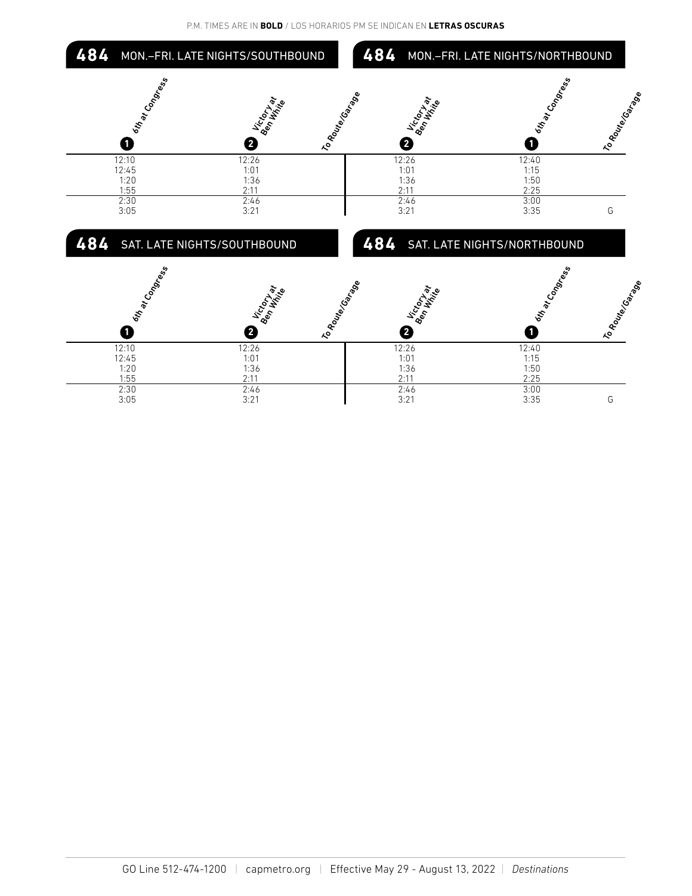P.M. TIMES ARE IN **BOLD** / LOS HORARIOS PM SE INDICAN EN **LETRAS OSCURAS**

## 484 MON.–FRI. LATE NIGHTS/SOUTHBOUND

| 6th at Congress (1) | Victory at Ben White (2) | To Route/Garage |
|---|---|---|
| 12:10 | 12:26 | |
| 12:45 | 1:01 | |
| 1:20 | 1:36 | |
| 1:55 | 2:11 | |
| 2:30 | 2:46 | |
| 3:05 | 3:21 | |

## 484 MON.–FRI. LATE NIGHTS/NORTHBOUND

| Victory at Ben White (2) | 6th at Congress (1) | To Route/Garage |
|---|---|---|
| 12:26 | 12:40 | |
| 1:01 | 1:15 | |
| 1:36 | 1:50 | |
| 2:11 | 2:25 | |
| 2:46 | 3:00 | |
| 3:21 | 3:35 | G |

## 484 SAT. LATE NIGHTS/SOUTHBOUND

| 6th at Congress (1) | Victory at Ben White (2) | To Route/Garage |
|---|---|---|
| 12:10 | 12:26 | |
| 12:45 | 1:01 | |
| 1:20 | 1:36 | |
| 1:55 | 2:11 | |
| 2:30 | 2:46 | |
| 3:05 | 3:21 | |

## 484 SAT. LATE NIGHTS/NORTHBOUND

| Victory at Ben White (2) | 6th at Congress (1) | To Route/Garage |
|---|---|---|
| 12:26 | 12:40 | |
| 1:01 | 1:15 | |
| 1:36 | 1:50 | |
| 2:11 | 2:25 | |
| 2:46 | 3:00 | |
| 3:21 | 3:35 | G |

GO Line 512-474-1200 | capmetro.org | Effective May 29 - August 13, 2022 | *Destinations*